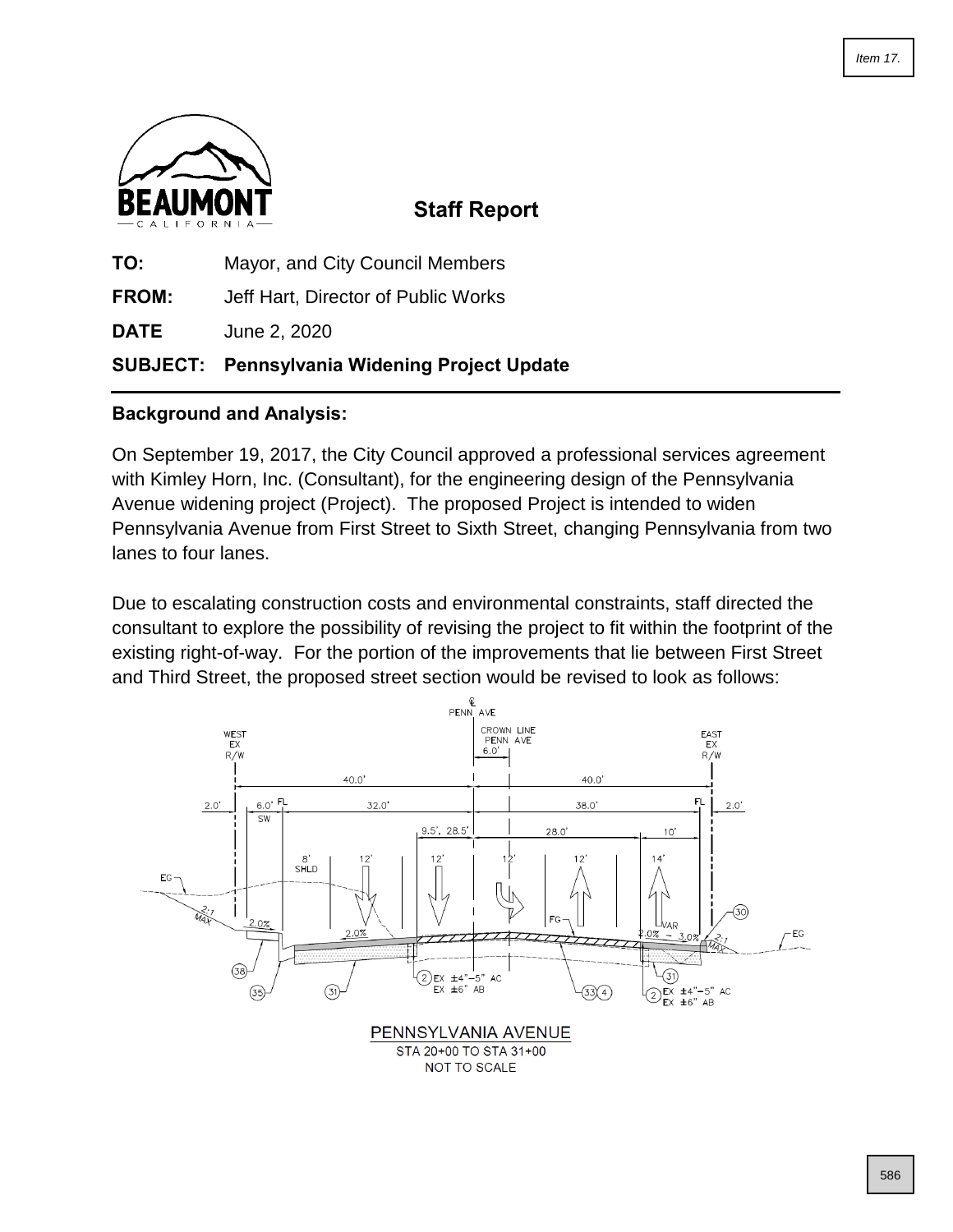# Staff Report

**TO:** Mayor, and City Council Members

**FROM:** Jeff Hart, Director of Public Works

**DATE** June 2, 2020

**SUBJECT: Pennsylvania Widening Project Update**

## Background and Analysis:

On September 19, 2017, the City Council approved a professional services agreement with Kimley Horn, Inc. (Consultant), for the engineering design of the Pennsylvania Avenue widening project (Project). The proposed Project is intended to widen Pennsylvania Avenue from First Street to Sixth Street, changing Pennsylvania from two lanes to four lanes.

Due to escalating construction costs and environmental constraints, staff directed the consultant to explore the possibility of revising the project to fit within the footprint of the existing right-of-way. For the portion of the improvements that lie between First Street and Third Street, the proposed street section would be revised to look as follows:

PENNSYLVANIA AVENUE
STA 20+00 TO STA 31+00
NOT TO SCALE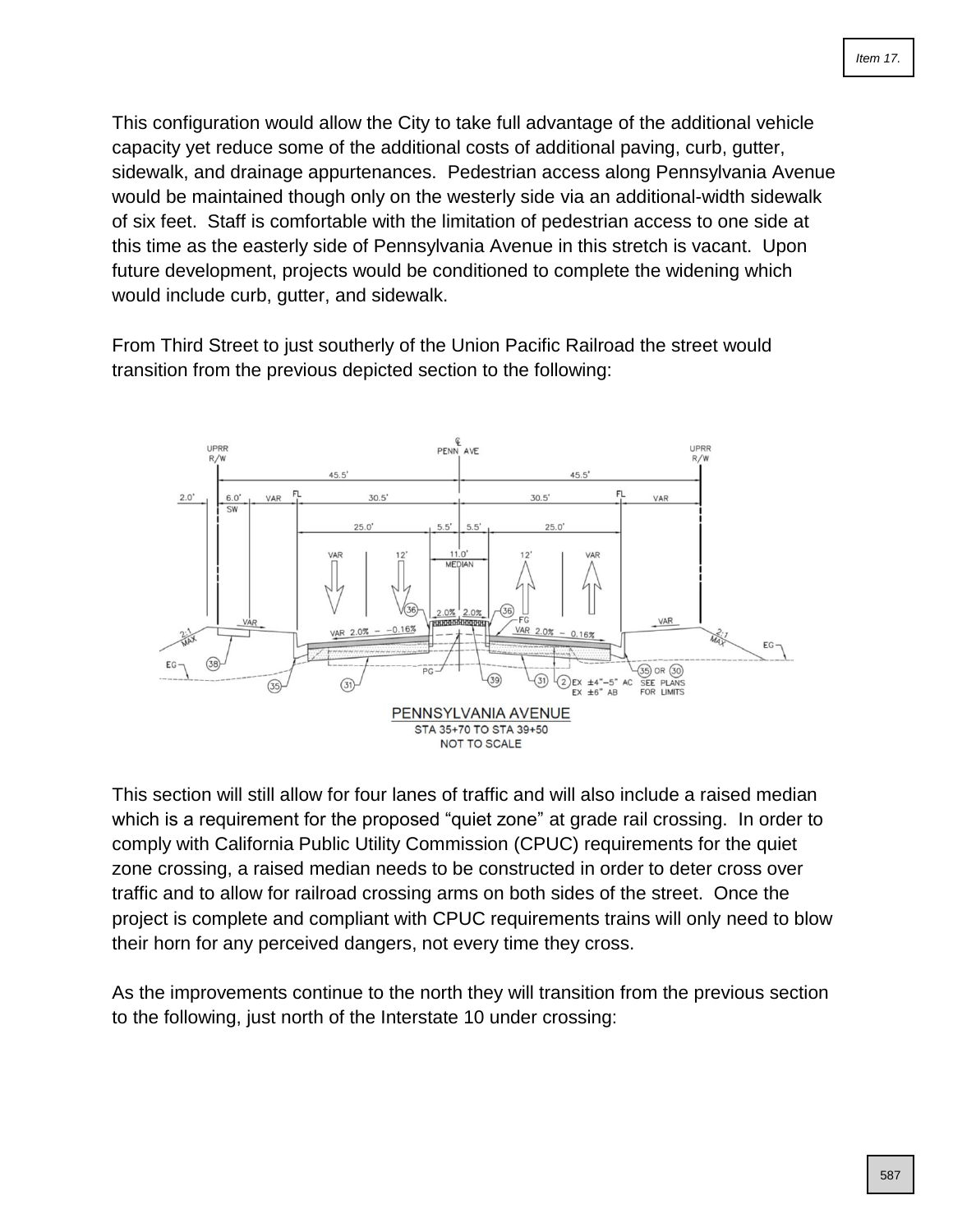This configuration would allow the City to take full advantage of the additional vehicle capacity yet reduce some of the additional costs of additional paving, curb, gutter, sidewalk, and drainage appurtenances. Pedestrian access along Pennsylvania Avenue would be maintained though only on the westerly side via an additional-width sidewalk of six feet. Staff is comfortable with the limitation of pedestrian access to one side at this time as the easterly side of Pennsylvania Avenue in this stretch is vacant. Upon future development, projects would be conditioned to complete the widening which would include curb, gutter, and sidewalk.

From Third Street to just southerly of the Union Pacific Railroad the street would transition from the previous depicted section to the following:

PENNSYLVANIA AVENUE
STA 35+70 TO STA 39+50
NOT TO SCALE

This section will still allow for four lanes of traffic and will also include a raised median which is a requirement for the proposed "quiet zone" at grade rail crossing. In order to comply with California Public Utility Commission (CPUC) requirements for the quiet zone crossing, a raised median needs to be constructed in order to deter cross over traffic and to allow for railroad crossing arms on both sides of the street. Once the project is complete and compliant with CPUC requirements trains will only need to blow their horn for any perceived dangers, not every time they cross.

As the improvements continue to the north they will transition from the previous section to the following, just north of the Interstate 10 under crossing: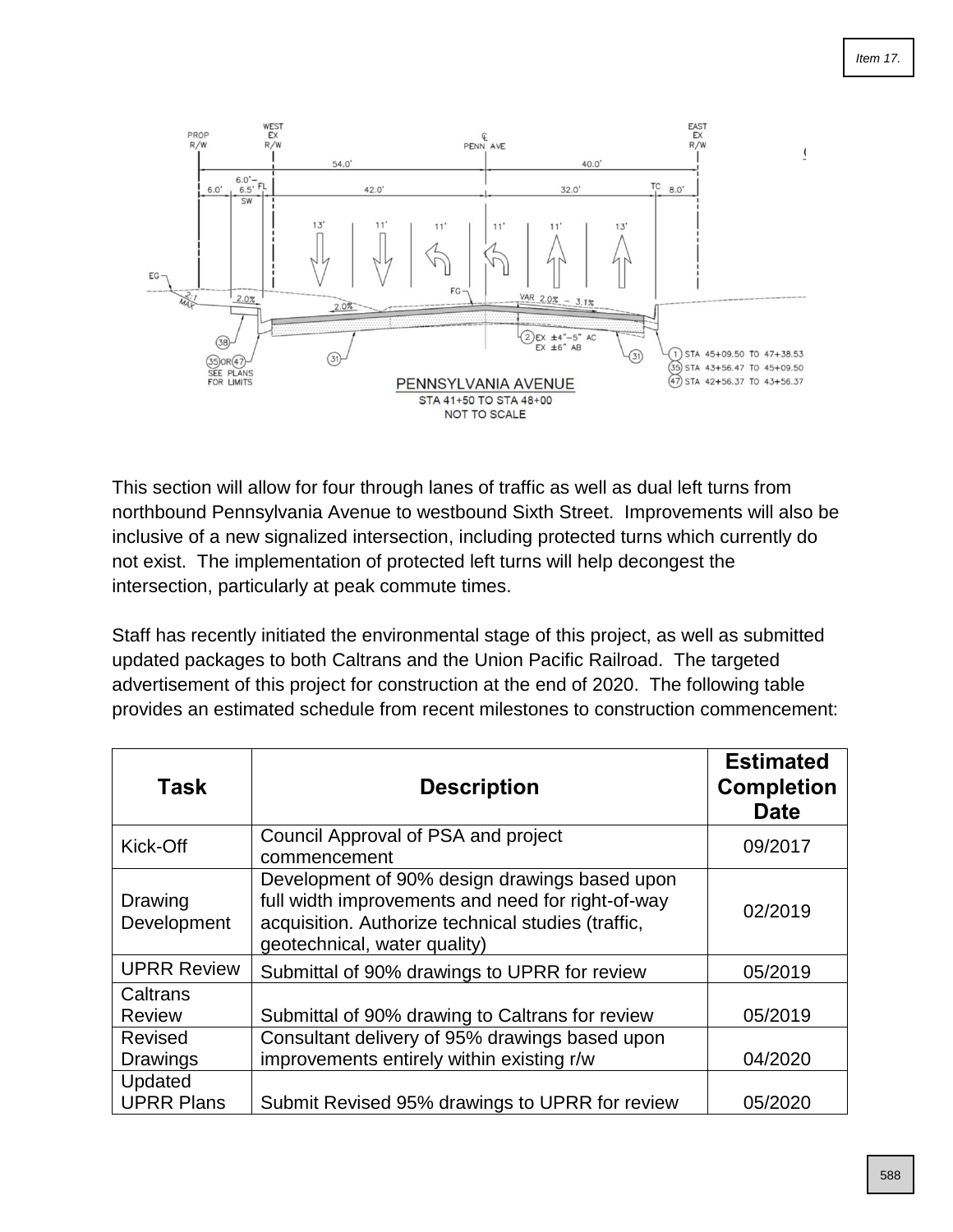PENNSYLVANIA AVENUE
STA 41+50 TO STA 48+00
NOT TO SCALE

This section will allow for four through lanes of traffic as well as dual left turns from northbound Pennsylvania Avenue to westbound Sixth Street. Improvements will also be inclusive of a new signalized intersection, including protected turns which currently do not exist. The implementation of protected left turns will help decongest the intersection, particularly at peak commute times.

Staff has recently initiated the environmental stage of this project, as well as submitted updated packages to both Caltrans and the Union Pacific Railroad. The targeted advertisement of this project for construction at the end of 2020. The following table provides an estimated schedule from recent milestones to construction commencement:

| Task | Description | Estimated Completion Date |
|---|---|---|
| Kick-Off | Council Approval of PSA and project commencement | 09/2017 |
| Drawing Development | Development of 90% design drawings based upon full width improvements and need for right-of-way acquisition. Authorize technical studies (traffic, geotechnical, water quality) | 02/2019 |
| UPRR Review | Submittal of 90% drawings to UPRR for review | 05/2019 |
| Caltrans Review | Submittal of 90% drawing to Caltrans for review | 05/2019 |
| Revised Drawings | Consultant delivery of 95% drawings based upon improvements entirely within existing r/w | 04/2020 |
| Updated UPRR Plans | Submit Revised 95% drawings to UPRR for review | 05/2020 |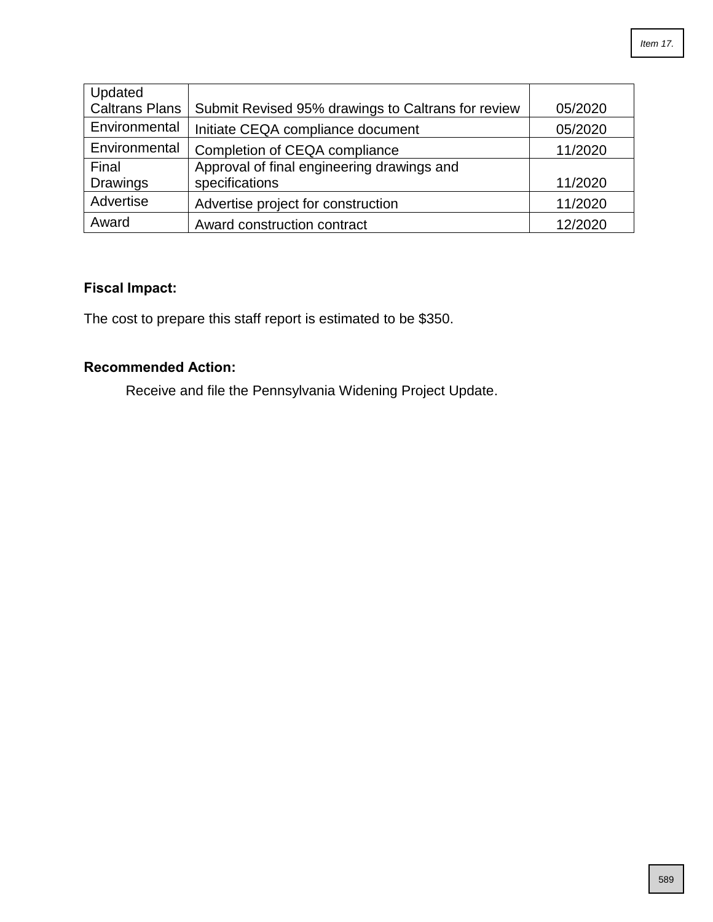| | | |
|---|---|---|
| Updated Caltrans Plans | Submit Revised 95% drawings to Caltrans for review | 05/2020 |
| Environmental | Initiate CEQA compliance document | 05/2020 |
| Environmental | Completion of CEQA compliance | 11/2020 |
| Final Drawings | Approval of final engineering drawings and specifications | 11/2020 |
| Advertise | Advertise project for construction | 11/2020 |
| Award | Award construction contract | 12/2020 |

**Fiscal Impact:**

The cost to prepare this staff report is estimated to be $350.

**Recommended Action:**

Receive and file the Pennsylvania Widening Project Update.